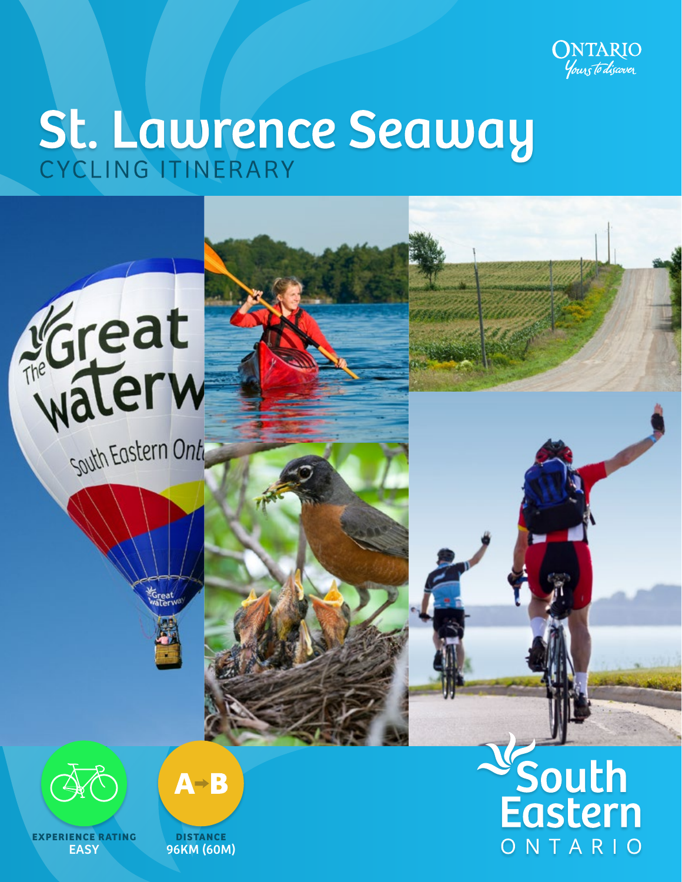ONTARIO
*Yours to discover*

# St. Lawrence Seaway

## CYCLING ITINERARY

**EXPERIENCE RATING**
**EASY**

**A→B**

**DISTANCE**
**96KM (60M)**

South Eastern
ONTARIO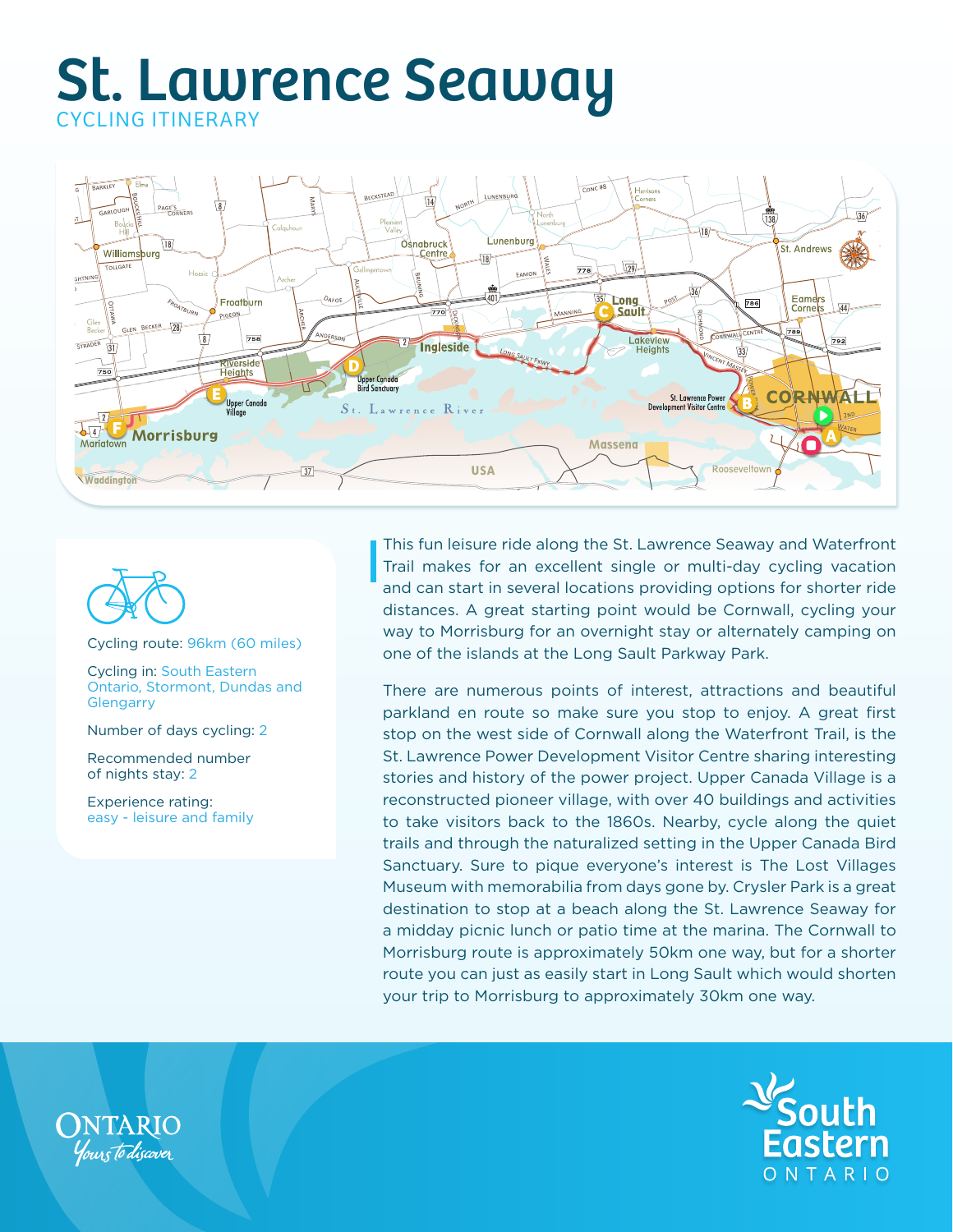# St. Lawrence Seaway

CYCLING ITINERARY

Cycling route: 96km (60 miles)

Cycling in: South Eastern Ontario, Stormont, Dundas and Glengarry

Number of days cycling: 2

Recommended number of nights stay: 2

Experience rating: easy - leisure and family

This fun leisure ride along the St. Lawrence Seaway and Waterfront Trail makes for an excellent single or multi-day cycling vacation and can start in several locations providing options for shorter ride distances. A great starting point would be Cornwall, cycling your way to Morrisburg for an overnight stay or alternately camping on one of the islands at the Long Sault Parkway Park.

There are numerous points of interest, attractions and beautiful parkland en route so make sure you stop to enjoy. A great first stop on the west side of Cornwall along the Waterfront Trail, is the St. Lawrence Power Development Visitor Centre sharing interesting stories and history of the power project. Upper Canada Village is a reconstructed pioneer village, with over 40 buildings and activities to take visitors back to the 1860s. Nearby, cycle along the quiet trails and through the naturalized setting in the Upper Canada Bird Sanctuary. Sure to pique everyone's interest is The Lost Villages Museum with memorabilia from days gone by. Crysler Park is a great destination to stop at a beach along the St. Lawrence Seaway for a midday picnic lunch or patio time at the marina. The Cornwall to Morrisburg route is approximately 50km one way, but for a shorter route you can just as easily start in Long Sault which would shorten your trip to Morrisburg to approximately 30km one way.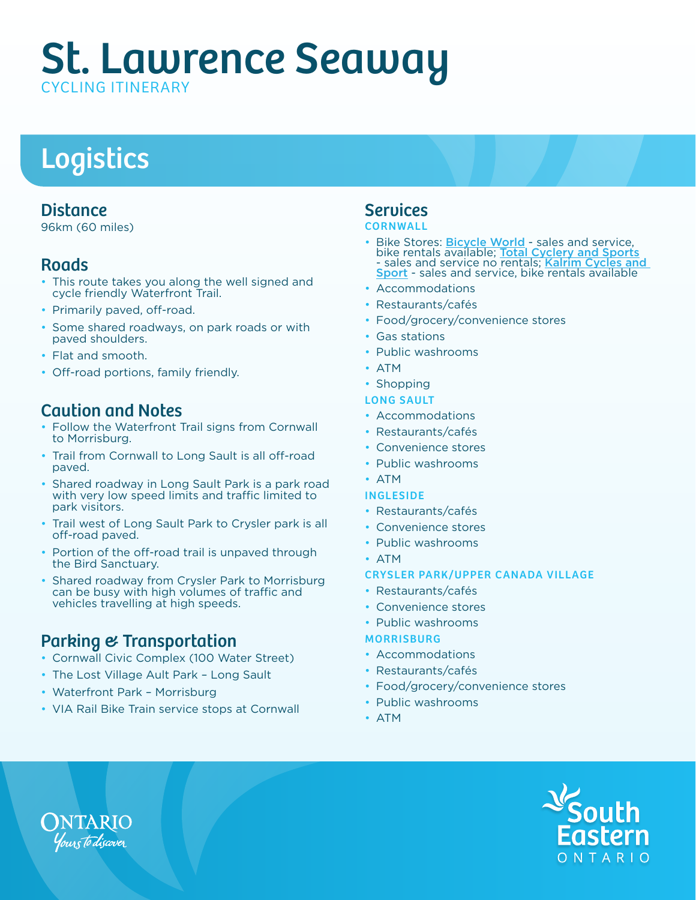# St. Lawrence Seaway

CYCLING ITINERARY

## Logistics

### Distance

96km (60 miles)

### Roads

- This route takes you along the well signed and cycle friendly Waterfront Trail.
- Primarily paved, off-road.
- Some shared roadways, on park roads or with paved shoulders.
- Flat and smooth.
- Off-road portions, family friendly.

### Caution and Notes

- Follow the Waterfront Trail signs from Cornwall to Morrisburg.
- Trail from Cornwall to Long Sault is all off-road paved.
- Shared roadway in Long Sault Park is a park road with very low speed limits and traffic limited to park visitors.
- Trail west of Long Sault Park to Crysler park is all off-road paved.
- Portion of the off-road trail is unpaved through the Bird Sanctuary.
- Shared roadway from Crysler Park to Morrisburg can be busy with high volumes of traffic and vehicles travelling at high speeds.

### Parking & Transportation

- Cornwall Civic Complex (100 Water Street)
- The Lost Village Ault Park – Long Sault
- Waterfront Park – Morrisburg
- VIA Rail Bike Train service stops at Cornwall

### Services

**CORNWALL**

- Bike Stores: Bicycle World - sales and service, bike rentals available; Total Cyclery and Sports - sales and service no rentals; Kalrim Cycles and Sport - sales and service, bike rentals available
- Accommodations
- Restaurants/cafés
- Food/grocery/convenience stores
- Gas stations
- Public washrooms
- ATM
- Shopping

**LONG SAULT**

- Accommodations
- Restaurants/cafés
- Convenience stores
- Public washrooms
- ATM

**INGLESIDE**

- Restaurants/cafés
- Convenience stores
- Public washrooms
- ATM

**CRYSLER PARK/UPPER CANADA VILLAGE**

- Restaurants/cafés
- Convenience stores
- Public washrooms

**MORRISBURG**

- Accommodations
- Restaurants/cafés
- Food/grocery/convenience stores
- Public washrooms
- ATM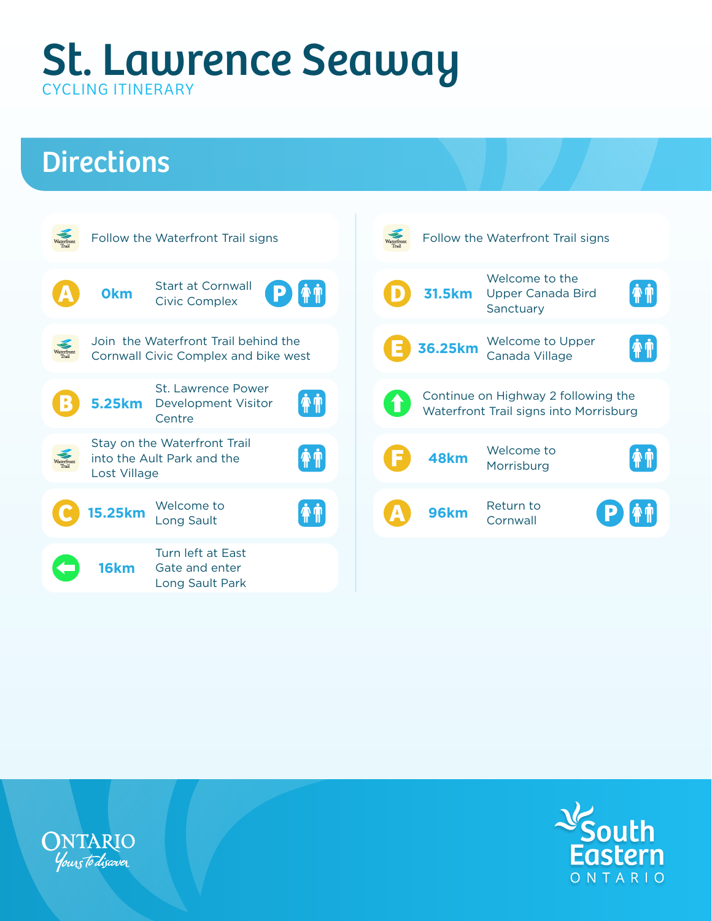# St. Lawrence Seaway

CYCLING ITINERARY

## Directions

- Follow the Waterfront Trail signs
- **A** — **0km** — Start at Cornwall Civic Complex
- Join the Waterfront Trail behind the Cornwall Civic Complex and bike west
- **B** — **5.25km** — St. Lawrence Power Development Visitor Centre
- Stay on the Waterfront Trail into the Ault Park and the Lost Village
- **C** — **15.25km** — Welcome to Long Sault
- **16km** — Turn left at East Gate and enter Long Sault Park
- Follow the Waterfront Trail signs
- **D** — **31.5km** — Welcome to the Upper Canada Bird Sanctuary
- **E** — **36.25km** — Welcome to Upper Canada Village
- Continue on Highway 2 following the Waterfront Trail signs into Morrisburg
- **F** — **48km** — Welcome to Morrisburg
- **A** — **96km** — Return to Cornwall

ONTARIO *Yours to discover*

South Eastern ONTARIO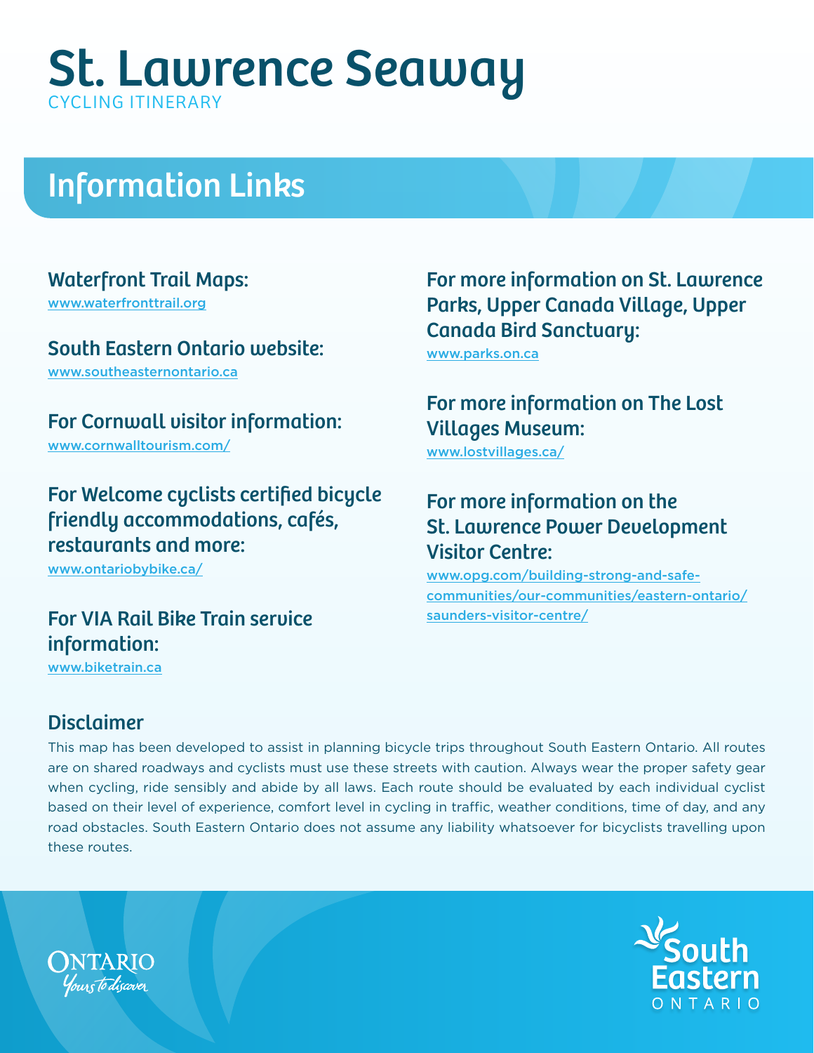# St. Lawrence Seaway

CYCLING ITINERARY

## Information Links

### Waterfront Trail Maps:

www.waterfronttrail.org

### South Eastern Ontario website:

www.southeasternontario.ca

### For Cornwall visitor information:

www.cornwalltourism.com/

### For Welcome cyclists certified bicycle friendly accommodations, cafés, restaurants and more:

www.ontariobybike.ca/

### For VIA Rail Bike Train service information:

www.biketrain.ca

### For more information on St. Lawrence Parks, Upper Canada Village, Upper Canada Bird Sanctuary:

www.parks.on.ca

### For more information on The Lost Villages Museum:

www.lostvillages.ca/

### For more information on the St. Lawrence Power Development Visitor Centre:

www.opg.com/building-strong-and-safe-communities/our-communities/eastern-ontario/saunders-visitor-centre/

### Disclaimer

This map has been developed to assist in planning bicycle trips throughout South Eastern Ontario. All routes are on shared roadways and cyclists must use these streets with caution. Always wear the proper safety gear when cycling, ride sensibly and abide by all laws. Each route should be evaluated by each individual cyclist based on their level of experience, comfort level in cycling in traffic, weather conditions, time of day, and any road obstacles. South Eastern Ontario does not assume any liability whatsoever for bicyclists travelling upon these routes.

ONTARIO Yours to discover

South Eastern ONTARIO